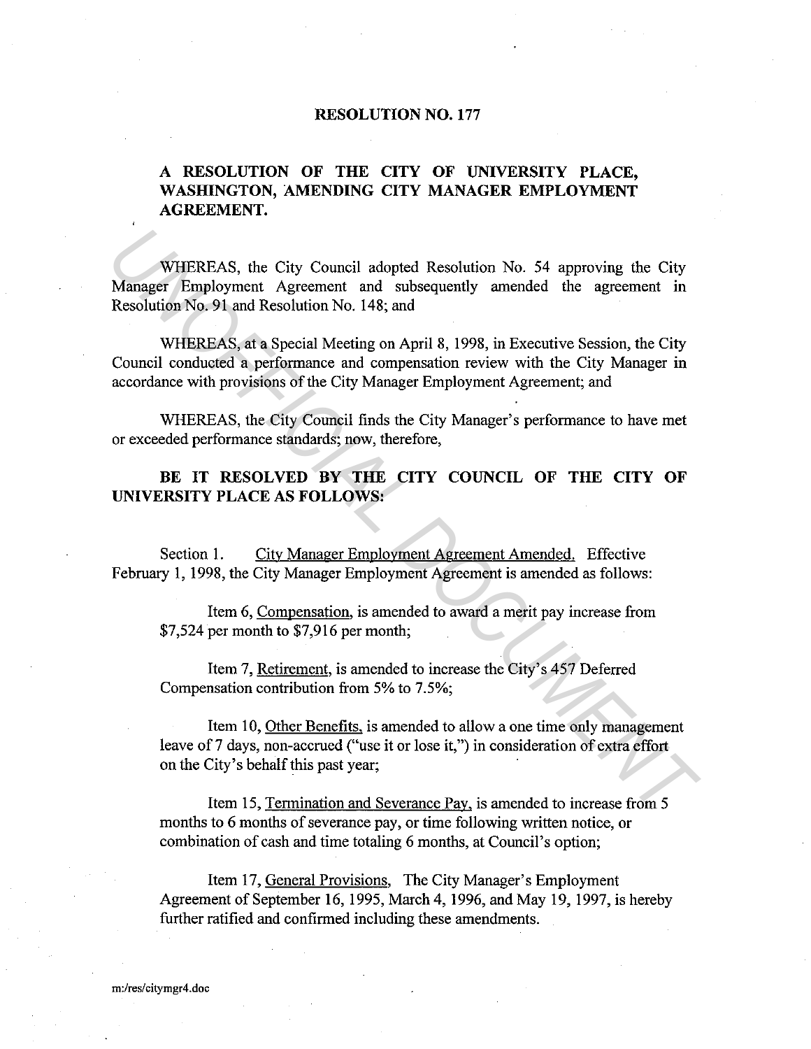# RESOLUTION NO. 177

## A RESOLUTION OF THE CITY OF UNIVERSITY PLACE, WASHINGTON, AMENDING CITY MANAGER EMPLOYMENT AGREEMENT.

WHEREAS, the City Council adopted Resolution No. 54 approving the City Manager Employment Agreement and subsequently amended the agreement in Resolution No. 91 and Resolution No. 148; and

WHEREAS, at a Special Meeting on April 8, 1998, in Executive Session, the City Council conducted a performance and compensation review with the City Manager in accordance with provisions of the City Manager Employment Agreement; and

WHEREAS, the City Council finds the City Manager's performance to have met or exceeded performance standards; now, therefore,

**BE IT RESOLVED BY THE CITY COUNCIL OF THE CITY OF UNIVERSITY PLACE AS FOLLOWS:**

Section 1. City Manager Employment Agreement Amended. Effective February 1, 1998, the City Manager Employment Agreement is amended as follows:

Item 6, Compensation, is amended to award a merit pay increase from $7,524 per month to $7,916 per month;

Item 7, Retirement, is amended to increase the City's 457 Deferred Compensation contribution from 5% to 7.5%;

Item 10, Other Benefits, is amended to allow a one time only management leave of 7 days, non-accrued ("use it or lose it,") in consideration of extra effort on the City's behalf this past year;

Item 15, Termination and Severance Pay, is amended to increase from 5 months to 6 months of severance pay, or time following written notice, or combination of cash and time totaling 6 months, at Council's option;

Item 17, General Provisions, The City Manager's Employment Agreement of September 16, 1995, March 4, 1996, and May 19, 1997, is hereby further ratified and confirmed including these amendments.

m:/res/citymgr4.doc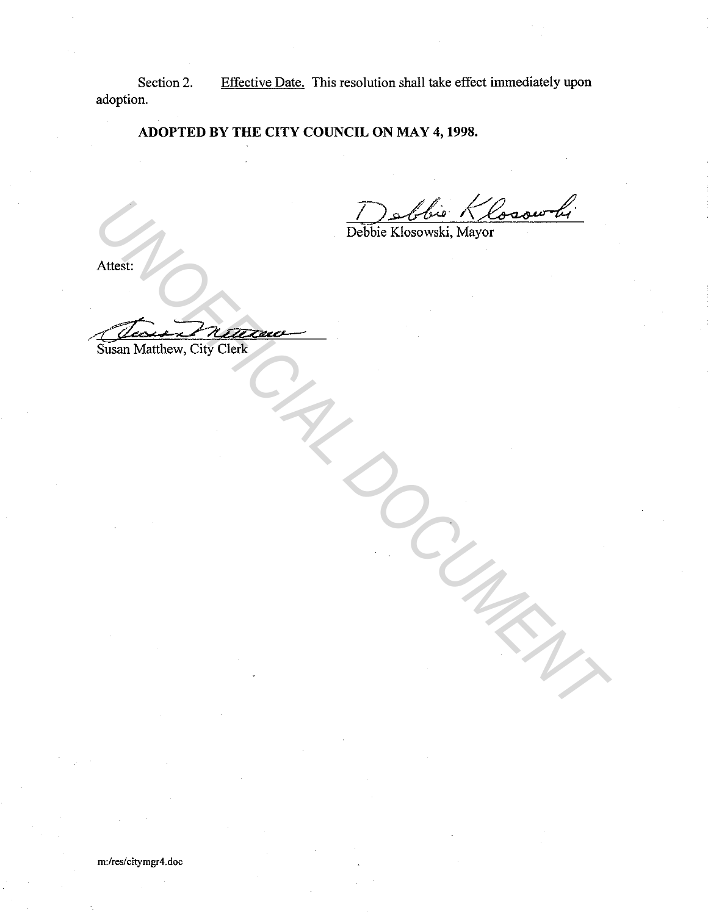Section 2. Effective Date. This resolution shall take effect immediately upon adoption.

**ADOPTED BY THE CITY COUNCIL ON MAY 4, 1998.**

Debbie Klosowski

Debbie Klosowski, Mayor

Attest:

Susan Matthew

Susan Matthew, City Clerk

UNOFFICIAL DOCUMENT

m:/res/citymgr4.doc